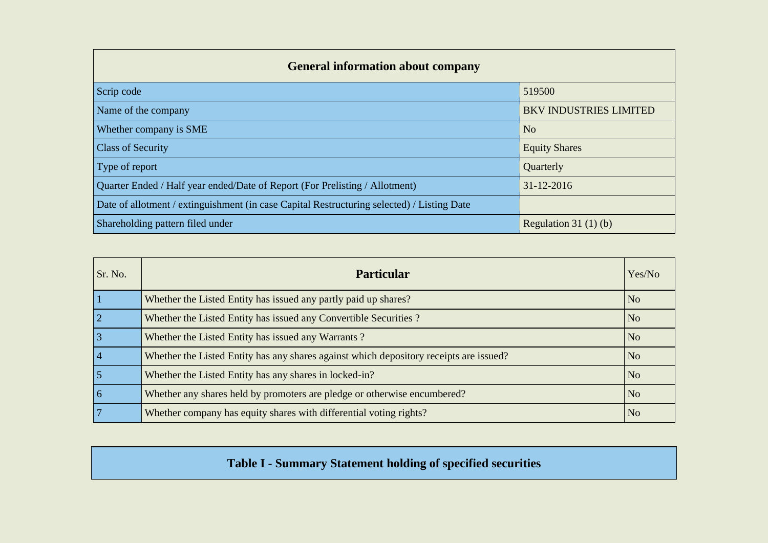| General information about company | |
|---|---|
| Scrip code | 519500 |
| Name of the company | BKV INDUSTRIES LIMITED |
| Whether company is SME | No |
| Class of Security | Equity Shares |
| Type of report | Quarterly |
| Quarter Ended / Half year ended/Date of Report (For Prelisting / Allotment) | 31-12-2016 |
| Date of allotment / extinguishment (in case Capital Restructuring selected) / Listing Date | |
| Shareholding pattern filed under | Regulation 31 (1) (b) |

| Sr. No. | Particular | Yes/No |
|---|---|---|
| 1 | Whether the Listed Entity has issued any partly paid up shares? | No |
| 2 | Whether the Listed Entity has issued any Convertible Securities ? | No |
| 3 | Whether the Listed Entity has issued any Warrants ? | No |
| 4 | Whether the Listed Entity has any shares against which depository receipts are issued? | No |
| 5 | Whether the Listed Entity has any shares in locked-in? | No |
| 6 | Whether any shares held by promoters are pledge or otherwise encumbered? | No |
| 7 | Whether company has equity shares with differential voting rights? | No |

## Table I - Summary Statement holding of specified securities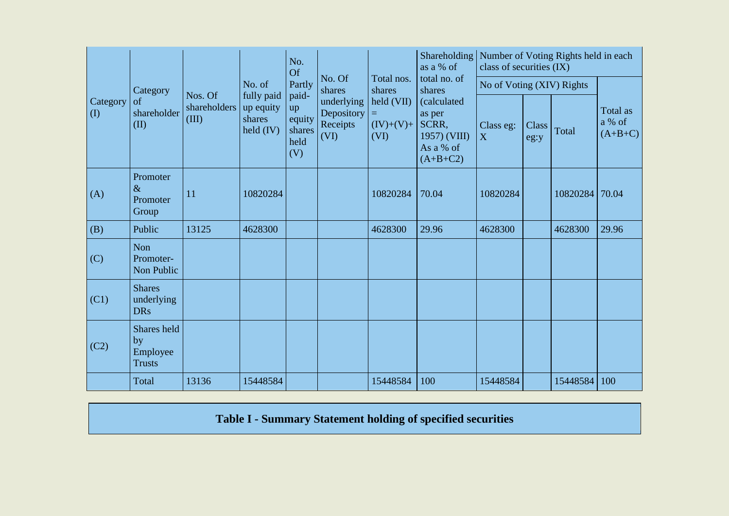| Category (I) | Category of shareholder (II) | Nos. Of shareholders (III) | No. of fully paid up equity shares held (IV) | No. Of Partly paid-up equity shares held (V) | No. Of shares underlying Depository Receipts (VI) | Total nos. shares held (VII) = (IV)+(V)+ (VI) | Shareholding as a % of total no. of shares (calculated as per SCRR, 1957) (VIII) As a % of (A+B+C2) | Number of Voting Rights held in each class of securities (IX) | | | |
|---|---|---|---|---|---|---|---|---|---|---|---|
| | | | | | | | | No of Voting (XIV) Rights | | | Total as a % of (A+B+C) |
| | | | | | | | | Class eg: X | Class eg:y | Total | |
| (A) | Promoter & Promoter Group | 11 | 10820284 | | | 10820284 | 70.04 | 10820284 | | 10820284 | 70.04 |
| (B) | Public | 13125 | 4628300 | | | 4628300 | 29.96 | 4628300 | | 4628300 | 29.96 |
| (C) | Non Promoter- Non Public | | | | | | | | | | |
| (C1) | Shares underlying DRs | | | | | | | | | | |
| (C2) | Shares held by Employee Trusts | | | | | | | | | | |
| | Total | 13136 | 15448584 | | | 15448584 | 100 | 15448584 | | 15448584 | 100 |

**Table I - Summary Statement holding of specified securities**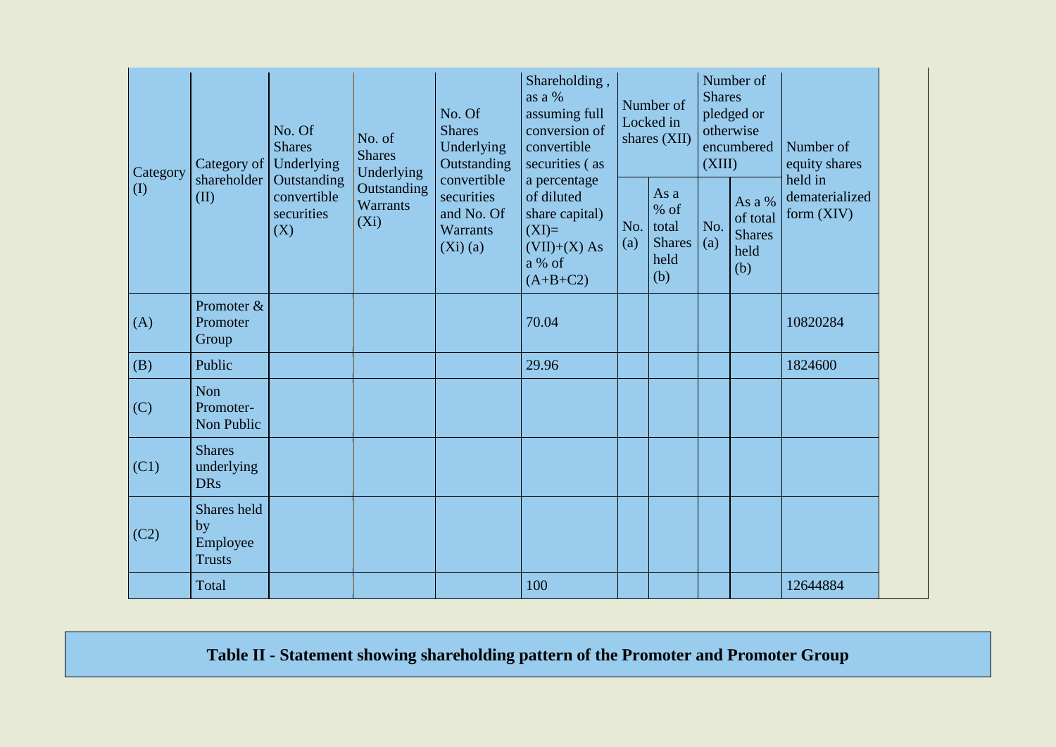| Category (I) | Category of shareholder (II) | No. Of Shares Underlying Outstanding convertible securities (X) | No. of Shares Underlying Outstanding Warrants (Xi) | No. Of Shares Underlying Outstanding convertible securities and No. Of Warrants (Xi) (a) | Shareholding , as a % assuming full conversion of convertible securities ( as a percentage of diluted share capital) (XI)= (VII)+(X) As a % of (A+B+C2) | Number of Locked in shares (XII) | | Number of Shares pledged or otherwise encumbered (XIII) | | Number of equity shares held in dematerialized form (XIV) |
|---|---|---|---|---|---|---|---|---|---|---|
| | | | | | | No. (a) | As a % of total Shares held (b) | No. (a) | As a % of total Shares held (b) | |
| (A) | Promoter & Promoter Group | | | | 70.04 | | | | | 10820284 |
| (B) | Public | | | | 29.96 | | | | | 1824600 |
| (C) | Non Promoter- Non Public | | | | | | | | | |
| (C1) | Shares underlying DRs | | | | | | | | | |
| (C2) | Shares held by Employee Trusts | | | | | | | | | |
| | Total | | | | 100 | | | | | 12644884 |

**Table II - Statement showing shareholding pattern of the Promoter and Promoter Group**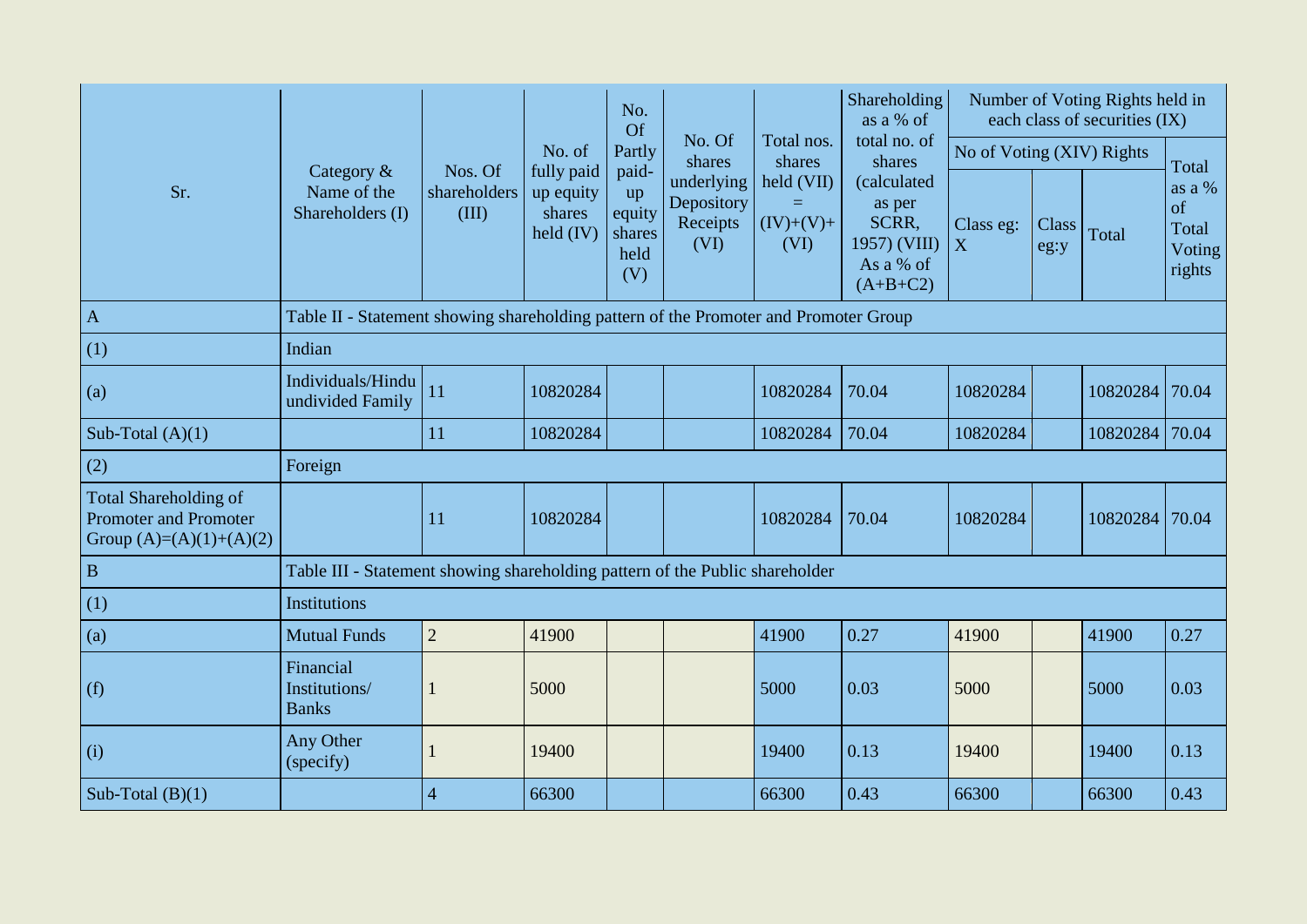| Sr. | Category & Name of the Shareholders (I) | Nos. Of shareholders (III) | No. of fully paid up equity shares held (IV) | No. Of Partly paid-up equity shares held (V) | No. Of shares underlying Depository Receipts (VI) | Total nos. shares held (VII) = (IV)+(V)+ (VI) | Shareholding as a % of total no. of shares (calculated as per SCRR, 1957) (VIII) As a % of (A+B+C2) | Number of Voting Rights held in each class of securities (IX) | | | |
|---|---|---|---|---|---|---|---|---|---|---|---|
| | | | | | | | | No of Voting (XIV) Rights | | | Total as a % of Total Voting rights |
| | | | | | | | | Class eg: X | Class eg:y | Total | |
| A | Table II - Statement showing shareholding pattern of the Promoter and Promoter Group | | | | | | | | | | |
| (1) | Indian | | | | | | | | | | |
| (a) | Individuals/Hindu undivided Family | 11 | 10820284 | | | 10820284 | 70.04 | 10820284 | | 10820284 | 70.04 |
| Sub-Total (A)(1) | | 11 | 10820284 | | | 10820284 | 70.04 | 10820284 | | 10820284 | 70.04 |
| (2) | Foreign | | | | | | | | | | |
| Total Shareholding of Promoter and Promoter Group (A)=(A)(1)+(A)(2) | | 11 | 10820284 | | | 10820284 | 70.04 | 10820284 | | 10820284 | 70.04 |
| B | Table III - Statement showing shareholding pattern of the Public shareholder | | | | | | | | | | |
| (1) | Institutions | | | | | | | | | | |
| (a) | Mutual Funds | 2 | 41900 | | | 41900 | 0.27 | 41900 | | 41900 | 0.27 |
| (f) | Financial Institutions/ Banks | 1 | 5000 | | | 5000 | 0.03 | 5000 | | 5000 | 0.03 |
| (i) | Any Other (specify) | 1 | 19400 | | | 19400 | 0.13 | 19400 | | 19400 | 0.13 |
| Sub-Total (B)(1) | | 4 | 66300 | | | 66300 | 0.43 | 66300 | | 66300 | 0.43 |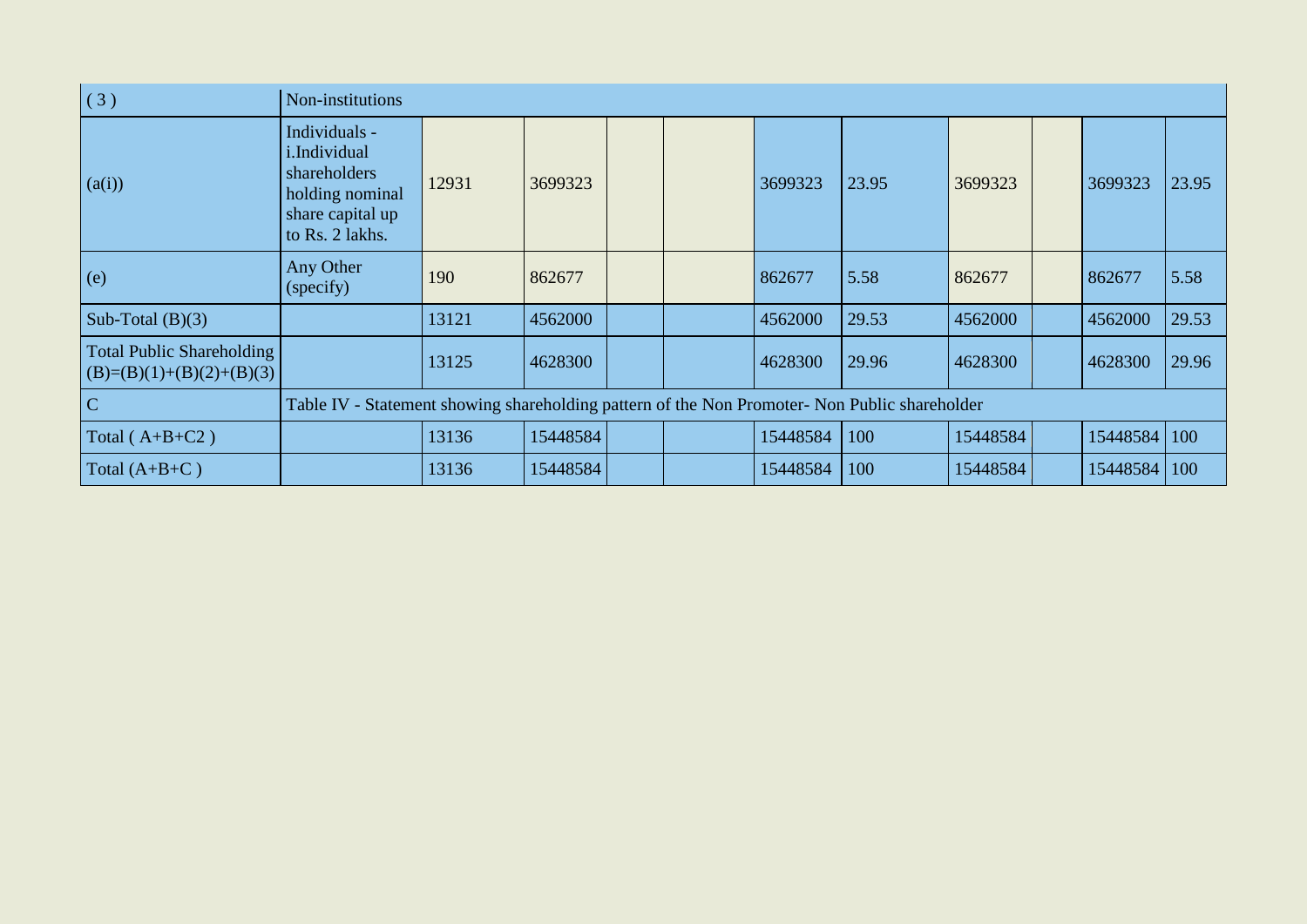| ( 3 ) | Non-institutions | | | | | | | | | | |
|---|---|---|---|---|---|---|---|---|---|---|---|
| (a(i)) | Individuals - i.Individual shareholders holding nominal share capital up to Rs. 2 lakhs. | 12931 | 3699323 | | | 3699323 | 23.95 | 3699323 | | 3699323 | 23.95 |
| (e) | Any Other (specify) | 190 | 862677 | | | 862677 | 5.58 | 862677 | | 862677 | 5.58 |
| Sub-Total (B)(3) | | 13121 | 4562000 | | | 4562000 | 29.53 | 4562000 | | 4562000 | 29.53 |
| Total Public Shareholding (B)=(B)(1)+(B)(2)+(B)(3) | | 13125 | 4628300 | | | 4628300 | 29.96 | 4628300 | | 4628300 | 29.96 |
| C | Table IV - Statement showing shareholding pattern of the Non Promoter- Non Public shareholder | | | | | | | | | | |
| Total ( A+B+C2 ) | | 13136 | 15448584 | | | 15448584 | 100 | 15448584 | | 15448584 | 100 |
| Total (A+B+C ) | | 13136 | 15448584 | | | 15448584 | 100 | 15448584 | | 15448584 | 100 |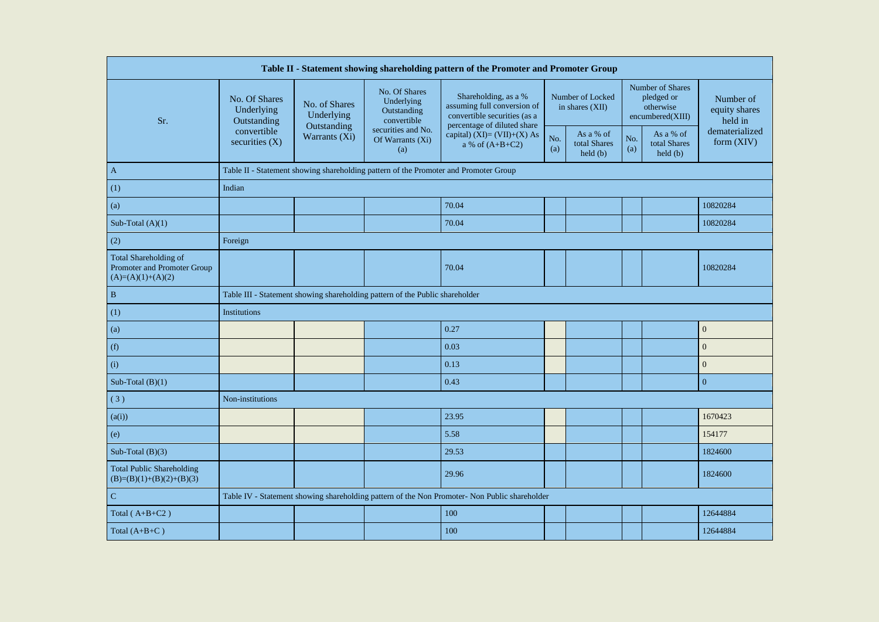| Table II - Statement showing shareholding pattern of the Promoter and Promoter Group | | | | | | | | | |
|---|---|---|---|---|---|---|---|---|---|
| Sr. | No. Of Shares Underlying Outstanding convertible securities (X) | No. of Shares Underlying Outstanding Warrants (Xi) | No. Of Shares Underlying Outstanding convertible securities and No. Of Warrants (Xi) (a) | Shareholding, as a % assuming full conversion of convertible securities (as a percentage of diluted share capital) (XI)= (VII)+(X) As a % of (A+B+C2) | Number of Locked in shares (XII) | | Number of Shares pledged or otherwise encumbered(XIII) | | Number of equity shares held in dematerialized form (XIV) |
| | | | | | No. (a) | As a % of total Shares held (b) | No. (a) | As a % of total Shares held (b) | |
| A | Table II - Statement showing shareholding pattern of the Promoter and Promoter Group | | | | | | | | |
| (1) | Indian | | | | | | | | |
| (a) | | | | 70.04 | | | | | 10820284 |
| Sub-Total (A)(1) | | | | 70.04 | | | | | 10820284 |
| (2) | Foreign | | | | | | | | |
| Total Shareholding of Promoter and Promoter Group (A)=(A)(1)+(A)(2) | | | | 70.04 | | | | | 10820284 |
| B | Table III - Statement showing shareholding pattern of the Public shareholder | | | | | | | | |
| (1) | Institutions | | | | | | | | |
| (a) | | | | 0.27 | | | | | 0 |
| (f) | | | | 0.03 | | | | | 0 |
| (i) | | | | 0.13 | | | | | 0 |
| Sub-Total (B)(1) | | | | 0.43 | | | | | 0 |
| ( 3 ) | Non-institutions | | | | | | | | |
| (a(i)) | | | | 23.95 | | | | | 1670423 |
| (e) | | | | 5.58 | | | | | 154177 |
| Sub-Total (B)(3) | | | | 29.53 | | | | | 1824600 |
| Total Public Shareholding (B)=(B)(1)+(B)(2)+(B)(3) | | | | 29.96 | | | | | 1824600 |
| C | Table IV - Statement showing shareholding pattern of the Non Promoter- Non Public shareholder | | | | | | | | |
| Total ( A+B+C2 ) | | | | 100 | | | | | 12644884 |
| Total (A+B+C ) | | | | 100 | | | | | 12644884 |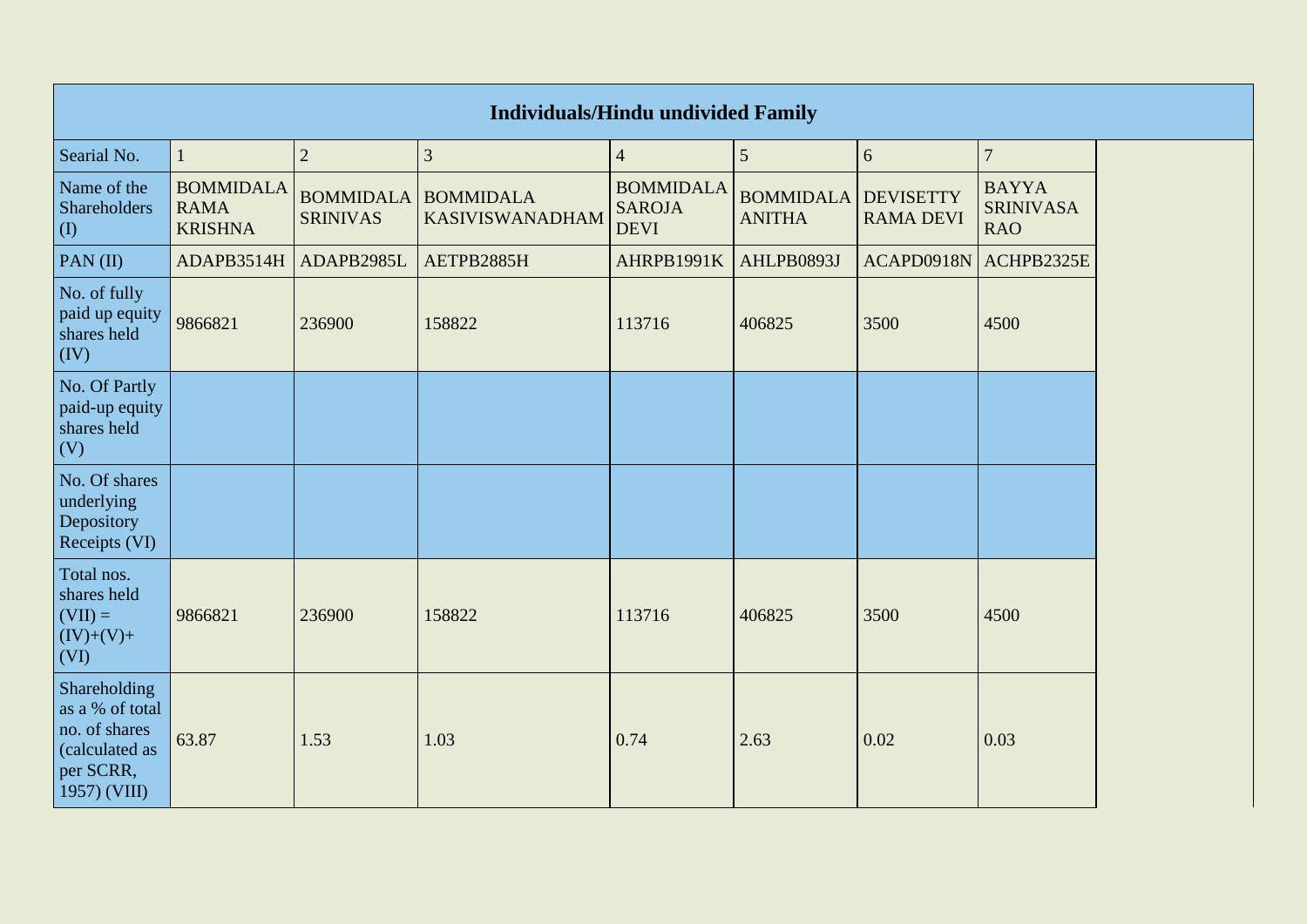| Individuals/Hindu undivided Family | | | | | | | |
|---|---|---|---|---|---|---|---|
| Searial No. | 1 | 2 | 3 | 4 | 5 | 6 | 7 |
| Name of the Shareholders (I) | BOMMIDALA RAMA KRISHNA | BOMMIDALA SRINIVAS | BOMMIDALA KASIVISWANADHAM | BOMMIDALA SAROJA DEVI | BOMMIDALA ANITHA | DEVISETTY RAMA DEVI | BAYYA SRINIVASA RAO |
| PAN (II) | ADAPB3514H | ADAPB2985L | AETPB2885H | AHRPB1991K | AHLPB0893J | ACAPD0918N | ACHPB2325E |
| No. of fully paid up equity shares held (IV) | 9866821 | 236900 | 158822 | 113716 | 406825 | 3500 | 4500 |
| No. Of Partly paid-up equity shares held (V) | | | | | | | |
| No. Of shares underlying Depository Receipts (VI) | | | | | | | |
| Total nos. shares held (VII) = (IV)+(V)+ (VI) | 9866821 | 236900 | 158822 | 113716 | 406825 | 3500 | 4500 |
| Shareholding as a % of total no. of shares (calculated as per SCRR, 1957) (VIII) | 63.87 | 1.53 | 1.03 | 0.74 | 2.63 | 0.02 | 0.03 |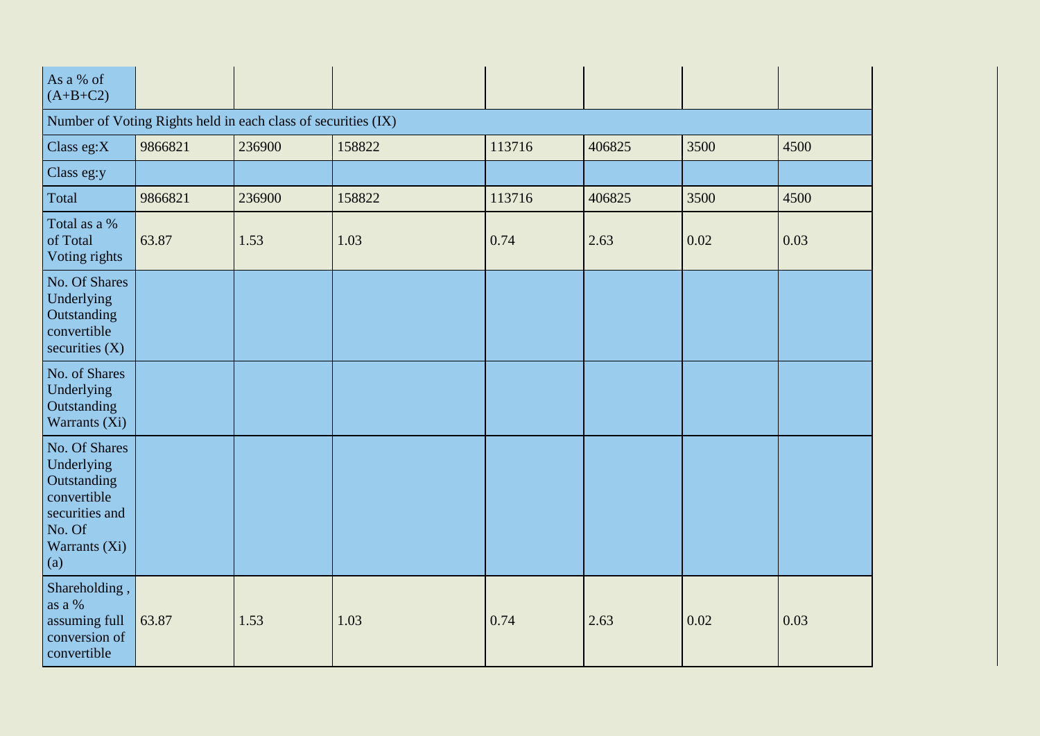| As a % of (A+B+C2) | | | | | | | |
|---|---|---|---|---|---|---|---|
| Number of Voting Rights held in each class of securities (IX) | | | | | | | |
| Class eg:X | 9866821 | 236900 | 158822 | 113716 | 406825 | 3500 | 4500 |
| Class eg:y | | | | | | | |
| Total | 9866821 | 236900 | 158822 | 113716 | 406825 | 3500 | 4500 |
| Total as a % of Total Voting rights | 63.87 | 1.53 | 1.03 | 0.74 | 2.63 | 0.02 | 0.03 |
| No. Of Shares Underlying Outstanding convertible securities (X) | | | | | | | |
| No. of Shares Underlying Outstanding Warrants (Xi) | | | | | | | |
| No. Of Shares Underlying Outstanding convertible securities and No. Of Warrants (Xi) (a) | | | | | | | |
| Shareholding , as a % assuming full conversion of convertible | 63.87 | 1.53 | 1.03 | 0.74 | 2.63 | 0.02 | 0.03 |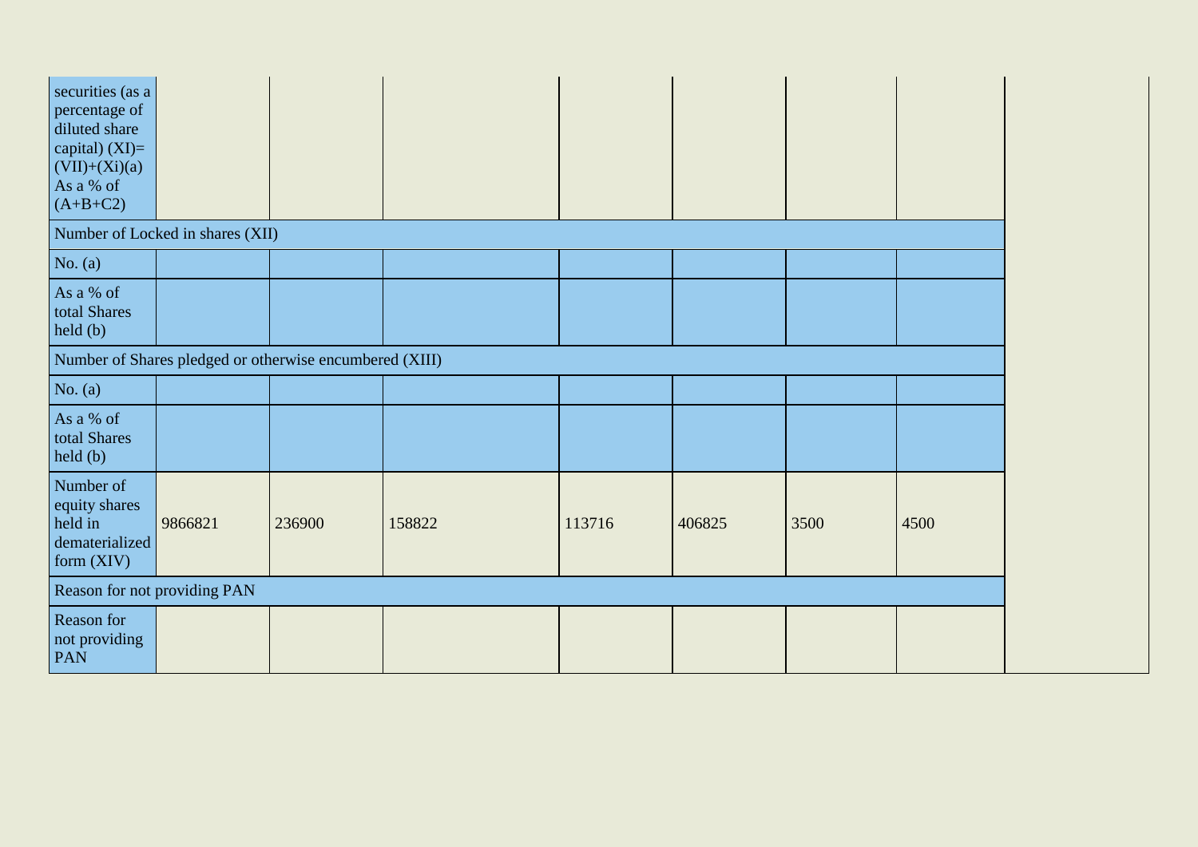| securities (as a percentage of diluted share capital) (XI)= (VII)+(Xi)(a) As a % of (A+B+C2) | | | | | | | |
|---|---|---|---|---|---|---|---|
| Number of Locked in shares (XII) | | | | | | | |
| No. (a) | | | | | | | |
| As a % of total Shares held (b) | | | | | | | |
| Number of Shares pledged or otherwise encumbered (XIII) | | | | | | | |
| No. (a) | | | | | | | |
| As a % of total Shares held (b) | | | | | | | |
| Number of equity shares held in dematerialized form (XIV) | 9866821 | 236900 | 158822 | 113716 | 406825 | 3500 | 4500 |
| Reason for not providing PAN | | | | | | | |
| Reason for not providing PAN | | | | | | | |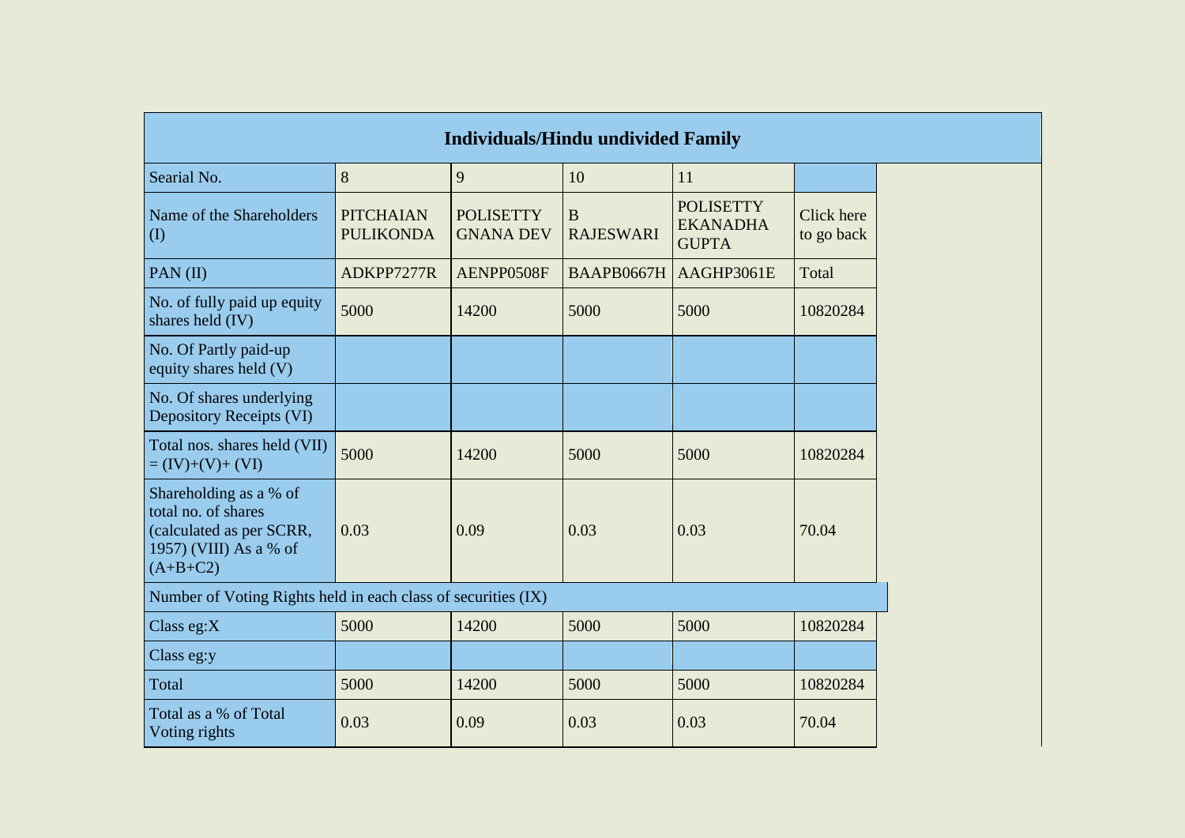| Individuals/Hindu undivided Family | | | | | |
|---|---|---|---|---|---|
| Searial No. | 8 | 9 | 10 | 11 | |
| Name of the Shareholders (I) | PITCHAIAN PULIKONDA | POLISETTY GNANA DEV | B RAJESWARI | POLISETTY EKANADHA GUPTA | Click here to go back |
| PAN (II) | ADKPP7277R | AENPP0508F | BAAPB0667H | AAGHP3061E | Total |
| No. of fully paid up equity shares held (IV) | 5000 | 14200 | 5000 | 5000 | 10820284 |
| No. Of Partly paid-up equity shares held (V) | | | | | |
| No. Of shares underlying Depository Receipts (VI) | | | | | |
| Total nos. shares held (VII) = (IV)+(V)+ (VI) | 5000 | 14200 | 5000 | 5000 | 10820284 |
| Shareholding as a % of total no. of shares (calculated as per SCRR, 1957) (VIII) As a % of (A+B+C2) | 0.03 | 0.09 | 0.03 | 0.03 | 70.04 |
| Number of Voting Rights held in each class of securities (IX) | | | | | |
| Class eg:X | 5000 | 14200 | 5000 | 5000 | 10820284 |
| Class eg:y | | | | | |
| Total | 5000 | 14200 | 5000 | 5000 | 10820284 |
| Total as a % of Total Voting rights | 0.03 | 0.09 | 0.03 | 0.03 | 70.04 |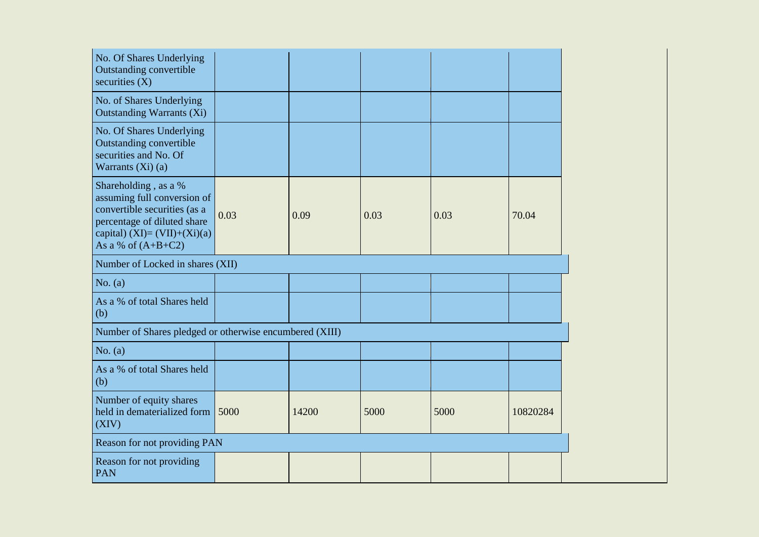| No. Of Shares Underlying Outstanding convertible securities (X) | | | | | |
|---|---|---|---|---|---|
| No. of Shares Underlying Outstanding Warrants (Xi) | | | | | |
| No. Of Shares Underlying Outstanding convertible securities and No. Of Warrants (Xi) (a) | | | | | |
| Shareholding , as a % assuming full conversion of convertible securities (as a percentage of diluted share capital) (XI)= (VII)+(Xi)(a) As a % of (A+B+C2) | 0.03 | 0.09 | 0.03 | 0.03 | 70.04 |
| Number of Locked in shares (XII) | | | | | |
| No. (a) | | | | | |
| As a % of total Shares held (b) | | | | | |
| Number of Shares pledged or otherwise encumbered (XIII) | | | | | |
| No. (a) | | | | | |
| As a % of total Shares held (b) | | | | | |
| Number of equity shares held in dematerialized form (XIV) | 5000 | 14200 | 5000 | 5000 | 10820284 |
| Reason for not providing PAN | | | | | |
| Reason for not providing PAN | | | | | |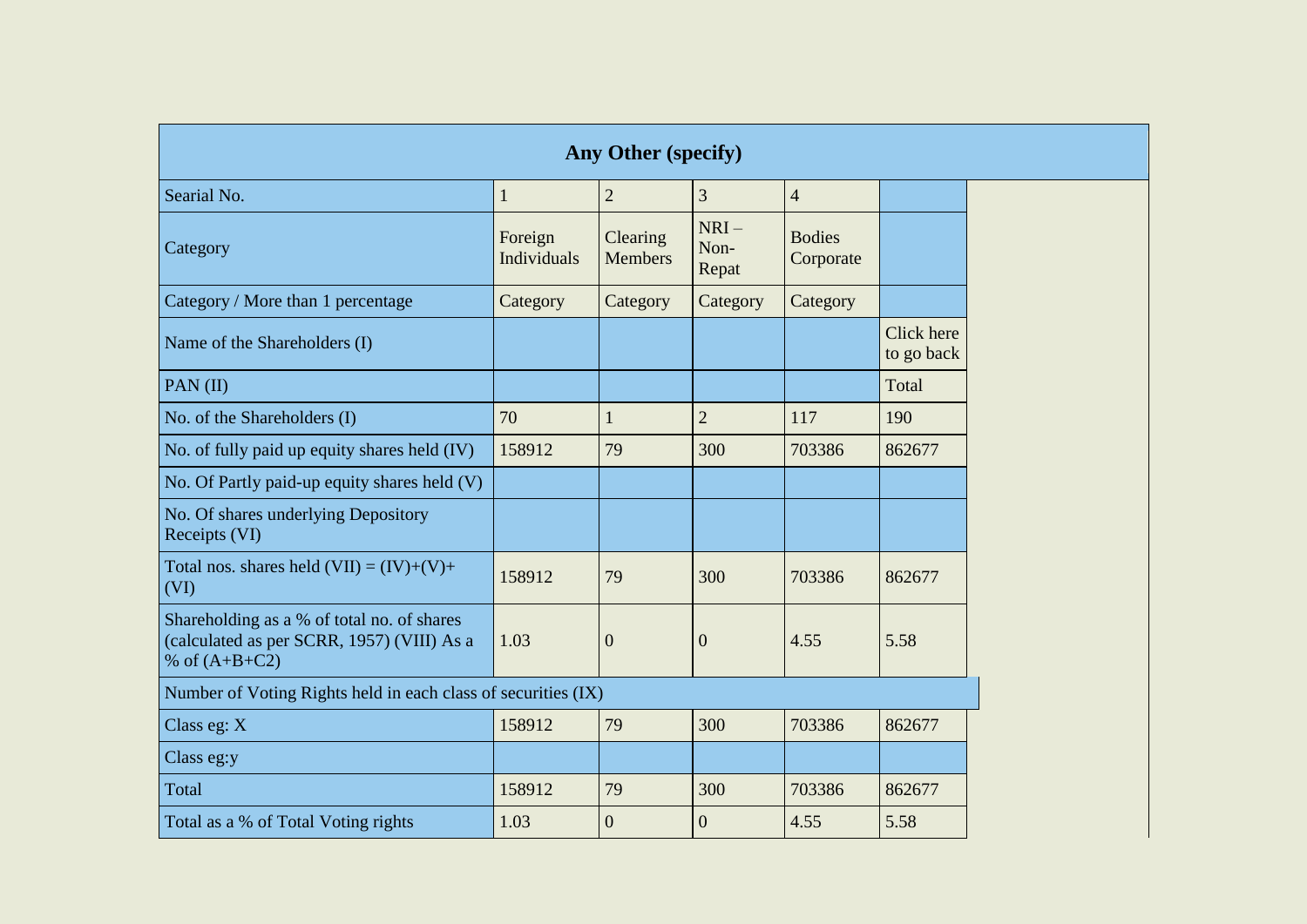| Any Other (specify) | | | | | |
|---|---|---|---|---|---|
| Searial No. | 1 | 2 | 3 | 4 | |
| Category | Foreign Individuals | Clearing Members | NRI – Non-Repat | Bodies Corporate | |
| Category / More than 1 percentage | Category | Category | Category | Category | |
| Name of the Shareholders (I) | | | | | Click here to go back |
| PAN (II) | | | | | Total |
| No. of the Shareholders (I) | 70 | 1 | 2 | 117 | 190 |
| No. of fully paid up equity shares held (IV) | 158912 | 79 | 300 | 703386 | 862677 |
| No. Of Partly paid-up equity shares held (V) | | | | | |
| No. Of shares underlying Depository Receipts (VI) | | | | | |
| Total nos. shares held (VII) = (IV)+(V)+ (VI) | 158912 | 79 | 300 | 703386 | 862677 |
| Shareholding as a % of total no. of shares (calculated as per SCRR, 1957) (VIII) As a % of (A+B+C2) | 1.03 | 0 | 0 | 4.55 | 5.58 |
| Number of Voting Rights held in each class of securities (IX) | | | | | |
| Class eg: X | 158912 | 79 | 300 | 703386 | 862677 |
| Class eg:y | | | | | |
| Total | 158912 | 79 | 300 | 703386 | 862677 |
| Total as a % of Total Voting rights | 1.03 | 0 | 0 | 4.55 | 5.58 |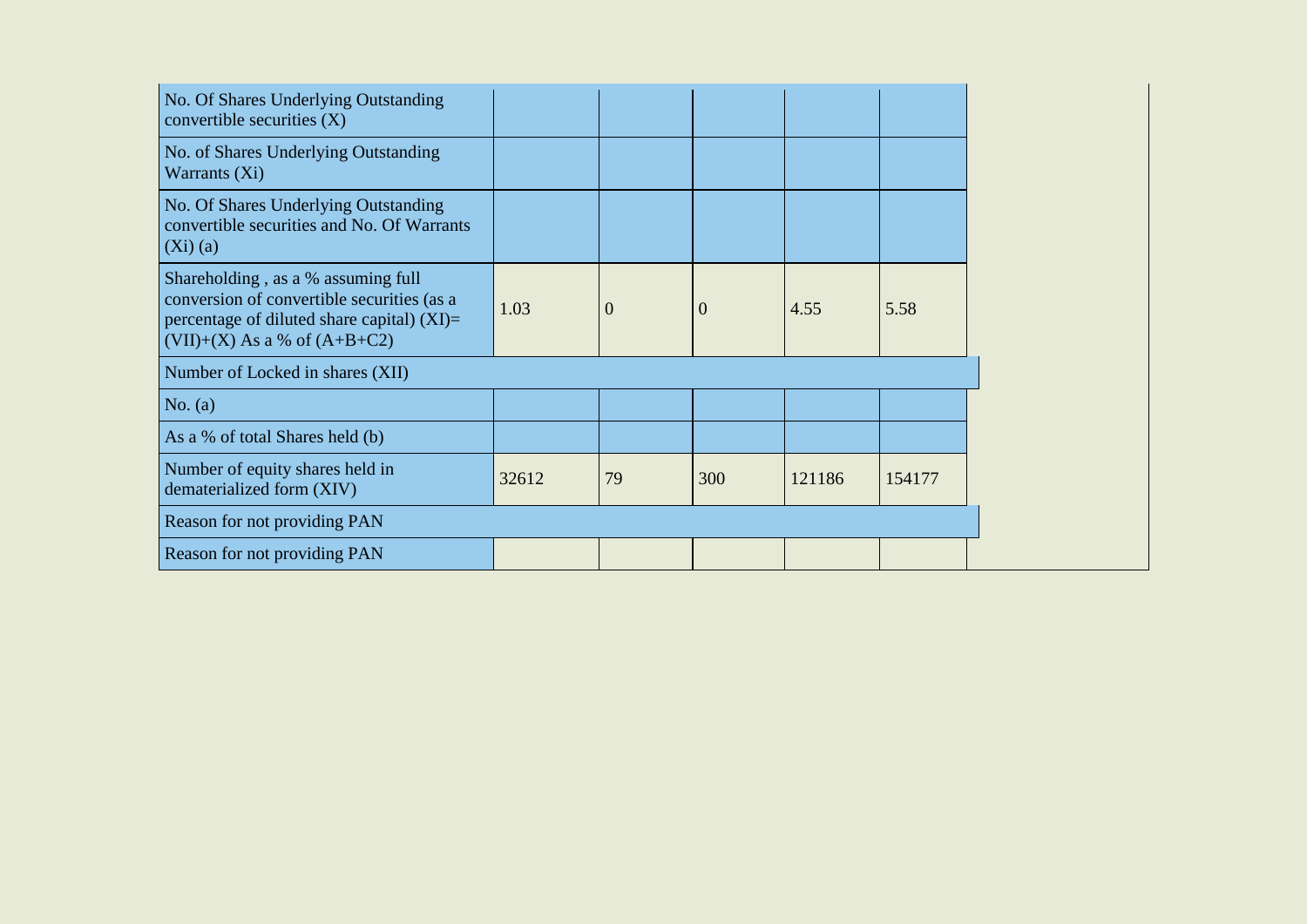| | | | | | |
|---|---|---|---|---|---|
| No. Of Shares Underlying Outstanding convertible securities (X) | | | | | |
| No. of Shares Underlying Outstanding Warrants (Xi) | | | | | |
| No. Of Shares Underlying Outstanding convertible securities and No. Of Warrants (Xi) (a) | | | | | |
| Shareholding , as a % assuming full conversion of convertible securities (as a percentage of diluted share capital) (XI)= (VII)+(X) As a % of (A+B+C2) | 1.03 | 0 | 0 | 4.55 | 5.58 |
| Number of Locked in shares (XII) | | | | | |
| No. (a) | | | | | |
| As a % of total Shares held (b) | | | | | |
| Number of equity shares held in dematerialized form (XIV) | 32612 | 79 | 300 | 121186 | 154177 |
| Reason for not providing PAN | | | | | |
| Reason for not providing PAN | | | | | |